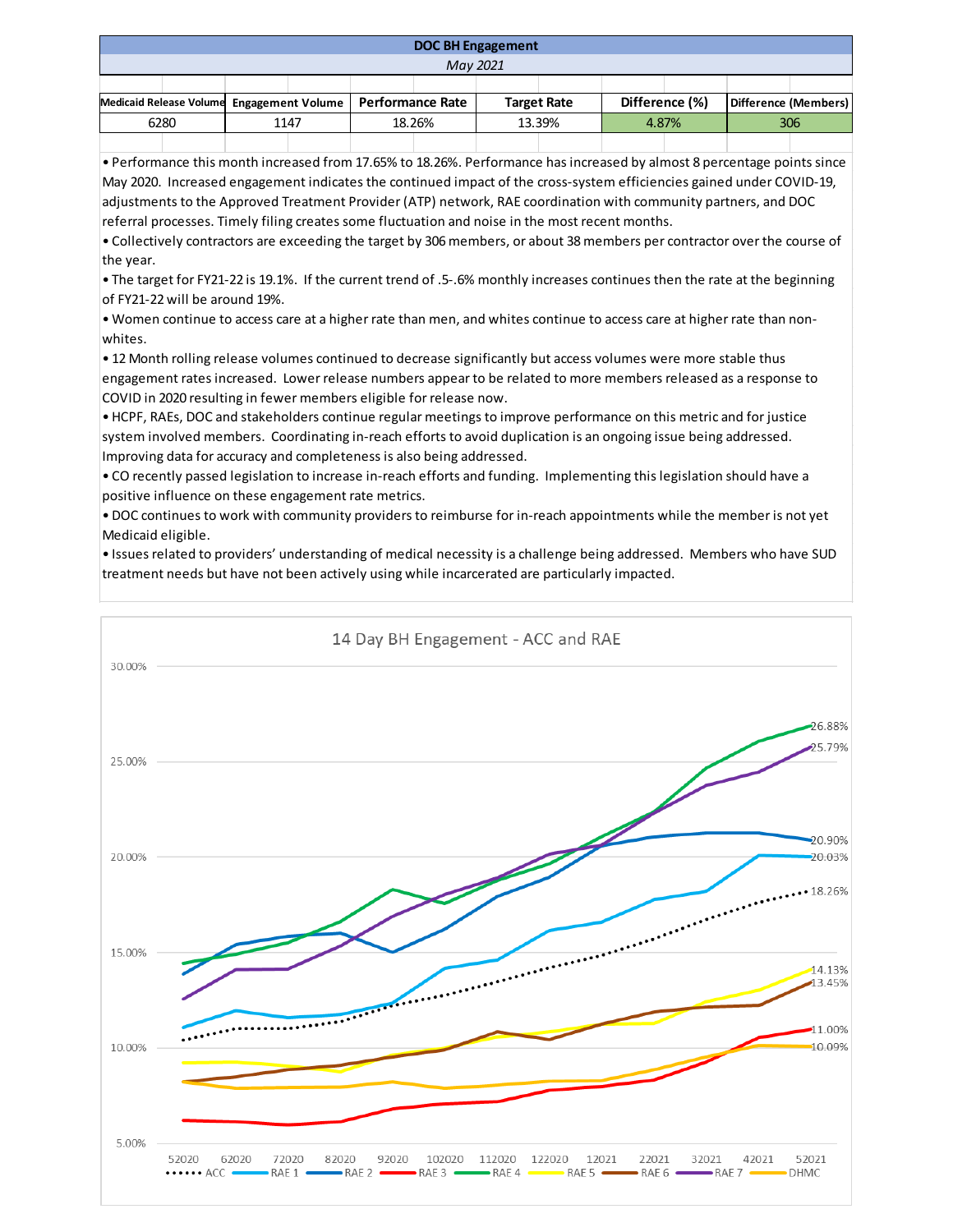## DOC BH Engagement

*May 2021*

| Medicaid Release Volume | Engagement Volume | Performance Rate | Target Rate | Difference (%) | Difference (Members) |
|---|---|---|---|---|---|
| 6280 | 1147 | 18.26% | 13.39% | 4.87% | 306 |

- Performance this month increased from 17.65% to 18.26%. Performance has increased by almost 8 percentage points since May 2020. Increased engagement indicates the continued impact of the cross-system efficiencies gained under COVID-19, adjustments to the Approved Treatment Provider (ATP) network, RAE coordination with community partners, and DOC referral processes. Timely filing creates some fluctuation and noise in the most recent months.
- Collectively contractors are exceeding the target by 306 members, or about 38 members per contractor over the course of the year.
- The target for FY21-22 is 19.1%. If the current trend of .5-.6% monthly increases continues then the rate at the beginning of FY21-22 will be around 19%.
- Women continue to access care at a higher rate than men, and whites continue to access care at higher rate than non-whites.
- 12 Month rolling release volumes continued to decrease significantly but access volumes were more stable thus engagement rates increased. Lower release numbers appear to be related to more members released as a response to COVID in 2020 resulting in fewer members eligible for release now.
- HCPF, RAEs, DOC and stakeholders continue regular meetings to improve performance on this metric and for justice system involved members. Coordinating in-reach efforts to avoid duplication is an ongoing issue being addressed. Improving data for accuracy and completeness is also being addressed.
- CO recently passed legislation to increase in-reach efforts and funding. Implementing this legislation should have a positive influence on these engagement rate metrics.
- DOC continues to work with community providers to reimburse for in-reach appointments while the member is not yet Medicaid eligible.
- Issues related to providers' understanding of medical necessity is a challenge being addressed. Members who have SUD treatment needs but have not been actively using while incarcerated are particularly impacted.

**14 Day BH Engagement - ACC and RAE**

| Series | 52021 value |
|---|---|
| RAE 4 | 26.88% |
| RAE 7 | 25.79% |
| RAE 2 | 20.90% |
| RAE 1 | 20.03% |
| ACC | 18.26% |
| RAE 5 | 14.13% |
| RAE 6 | 13.45% |
| RAE 3 | 11.00% |
| DHMC | 10.09% |

X-axis: 52020, 62020, 72020, 82020, 92020, 102020, 112020, 122020, 12021, 22021, 32021, 42021, 52021. Y-axis: 5.00% – 30.00%. Legend: ACC, RAE 1, RAE 2, RAE 3, RAE 4, RAE 5, RAE 6, RAE 7, DHMC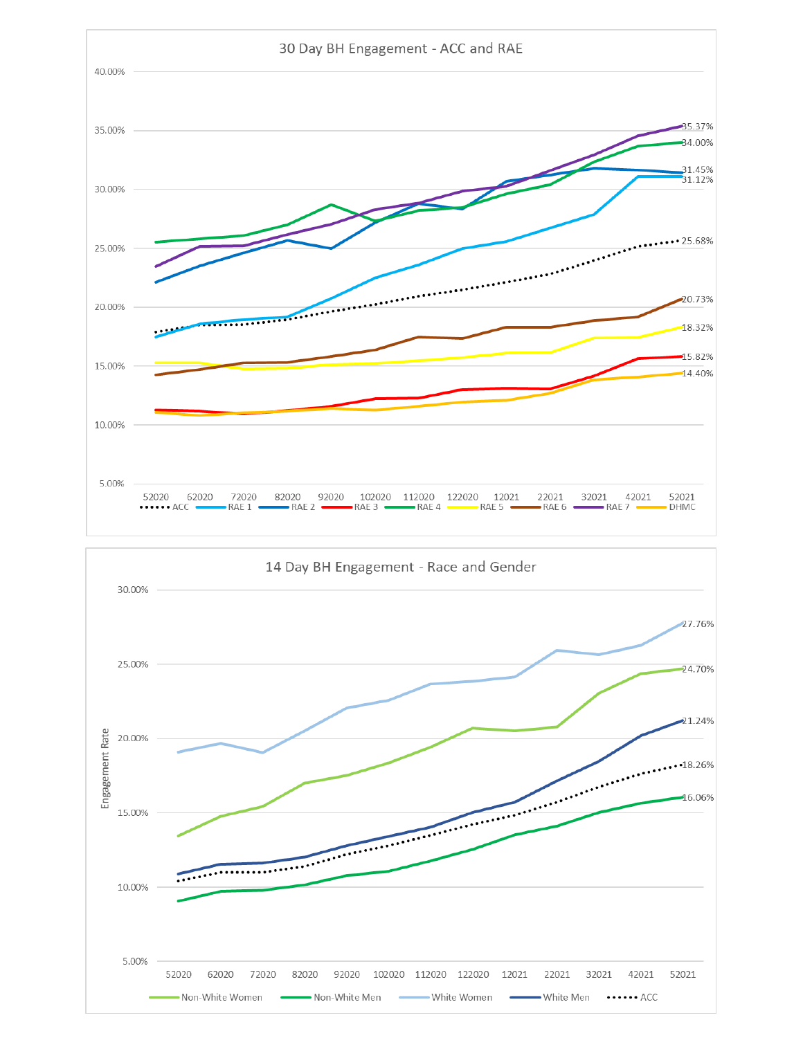## 30 Day BH Engagement - ACC and RAE

| Series | Final value (52021) |
|---|---|
| RAE 7 | 35.37% |
| RAE 4 | 34.00% |
| RAE 2 | 31.45% |
| RAE 1 | 31.12% |
| ACC | 25.68% |
| RAE 6 | 20.73% |
| RAE 5 | 18.32% |
| RAE 3 | 15.82% |
| DHMC | 14.40% |

X-axis: 52020, 62020, 72020, 82020, 92020, 102020, 112020, 122020, 12021, 22021, 32021, 42021, 52021

Y-axis: 5.00%, 10.00%, 15.00%, 20.00%, 25.00%, 30.00%, 35.00%, 40.00%

Legend: ACC, RAE 1, RAE 2, RAE 3, RAE 4, RAE 5, RAE 6, RAE 7, DHMC

## 14 Day BH Engagement - Race and Gender

| Series | Final value (52021) |
|---|---|
| White Women | 27.76% |
| Non-White Women | 24.70% |
| White Men | 21.24% |
| ACC | 18.26% |
| Non-White Men | 16.06% |

X-axis: 52020, 62020, 72020, 82020, 92020, 102020, 112020, 122020, 12021, 22021, 32021, 42021, 52021

Y-axis (Engagement Rate): 5.00%, 10.00%, 15.00%, 20.00%, 25.00%, 30.00%

Legend: Non-White Women, Non-White Men, White Women, White Men, ACC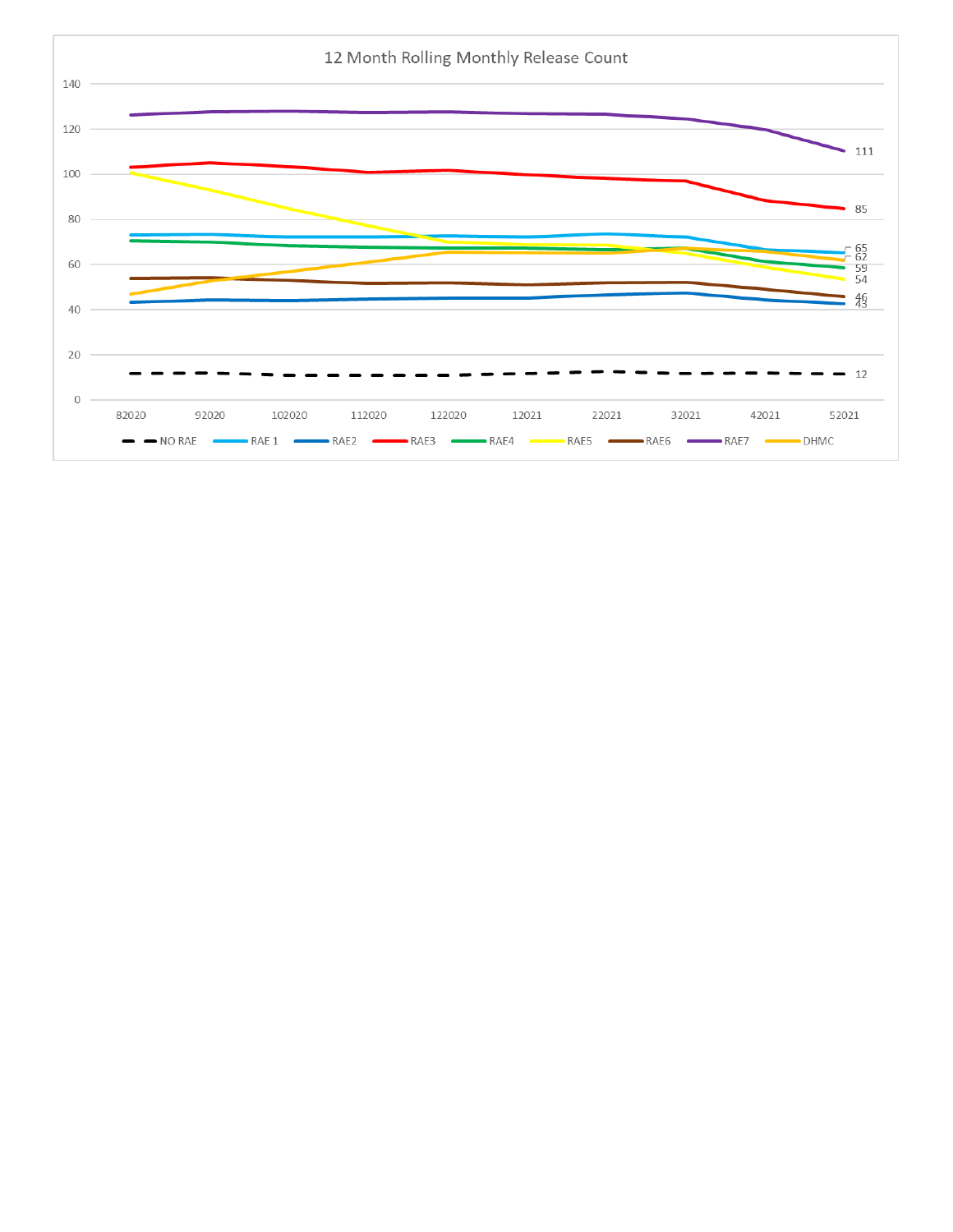12 Month Rolling Monthly Release Count

140
120
100
80
60
40
20
0

82020 92020 102020 112020 122020 12021 22021 32021 42021 52021

111
85
65
62
59
54
46
43
12

NO RAE, RAE 1, RAE2, RAE3, RAE4, RAE5, RAE6, RAE7, DHMC